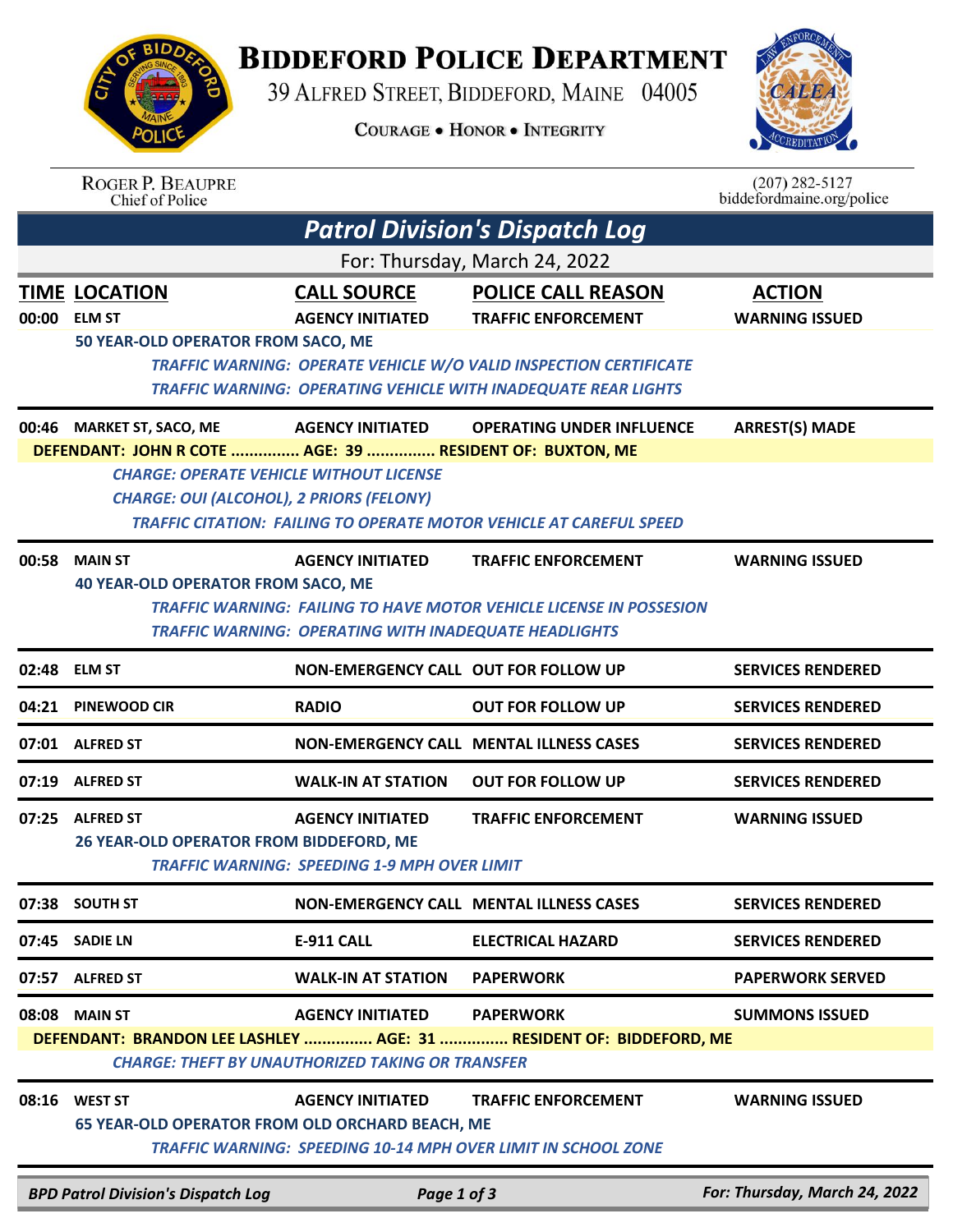# BIDDEFORD POLICE DEPARTMENT

39 ALFRED STREET, BIDDEFORD, MAINE 04005

COURAGE • HONOR • INTEGRITY

ROGER P. BEAUPRE
Chief of Police

(207) 282-5127
biddefordmaine.org/police

## *Patrol Division's Dispatch Log*

For: Thursday, March 24, 2022

| TIME | LOCATION | CALL SOURCE | POLICE CALL REASON | ACTION |
|---|---|---|---|---|
| 00:00 | ELM ST | AGENCY INITIATED | TRAFFIC ENFORCEMENT | WARNING ISSUED |

50 YEAR-OLD OPERATOR FROM SACO, ME

*TRAFFIC WARNING: OPERATE VEHICLE W/O VALID INSPECTION CERTIFICATE*
*TRAFFIC WARNING: OPERATING VEHICLE WITH INADEQUATE REAR LIGHTS*

| TIME | LOCATION | CALL SOURCE | POLICE CALL REASON | ACTION |
|---|---|---|---|---|
| 00:46 | MARKET ST, SACO, ME | AGENCY INITIATED | OPERATING UNDER INFLUENCE | ARREST(S) MADE |

DEFENDANT: JOHN R COTE ............... AGE: 39 ............... RESIDENT OF: BUXTON, ME

*CHARGE: OPERATE VEHICLE WITHOUT LICENSE*
*CHARGE: OUI (ALCOHOL), 2 PRIORS (FELONY)*
*TRAFFIC CITATION: FAILING TO OPERATE MOTOR VEHICLE AT CAREFUL SPEED*

| TIME | LOCATION | CALL SOURCE | POLICE CALL REASON | ACTION |
|---|---|---|---|---|
| 00:58 | MAIN ST | AGENCY INITIATED | TRAFFIC ENFORCEMENT | WARNING ISSUED |

40 YEAR-OLD OPERATOR FROM SACO, ME

*TRAFFIC WARNING: FAILING TO HAVE MOTOR VEHICLE LICENSE IN POSSESION*
*TRAFFIC WARNING: OPERATING WITH INADEQUATE HEADLIGHTS*

| TIME | LOCATION | CALL SOURCE | POLICE CALL REASON | ACTION |
|---|---|---|---|---|
| 02:48 | ELM ST | NON-EMERGENCY CALL | OUT FOR FOLLOW UP | SERVICES RENDERED |
| 04:21 | PINEWOOD CIR | RADIO | OUT FOR FOLLOW UP | SERVICES RENDERED |
| 07:01 | ALFRED ST | NON-EMERGENCY CALL | MENTAL ILLNESS CASES | SERVICES RENDERED |
| 07:19 | ALFRED ST | WALK-IN AT STATION | OUT FOR FOLLOW UP | SERVICES RENDERED |
| 07:25 | ALFRED ST | AGENCY INITIATED | TRAFFIC ENFORCEMENT | WARNING ISSUED |

26 YEAR-OLD OPERATOR FROM BIDDEFORD, ME

*TRAFFIC WARNING: SPEEDING 1-9 MPH OVER LIMIT*

| TIME | LOCATION | CALL SOURCE | POLICE CALL REASON | ACTION |
|---|---|---|---|---|
| 07:38 | SOUTH ST | NON-EMERGENCY CALL | MENTAL ILLNESS CASES | SERVICES RENDERED |
| 07:45 | SADIE LN | E-911 CALL | ELECTRICAL HAZARD | SERVICES RENDERED |
| 07:57 | ALFRED ST | WALK-IN AT STATION | PAPERWORK | PAPERWORK SERVED |
| 08:08 | MAIN ST | AGENCY INITIATED | PAPERWORK | SUMMONS ISSUED |

DEFENDANT: BRANDON LEE LASHLEY ............... AGE: 31 ............... RESIDENT OF: BIDDEFORD, ME

*CHARGE: THEFT BY UNAUTHORIZED TAKING OR TRANSFER*

| TIME | LOCATION | CALL SOURCE | POLICE CALL REASON | ACTION |
|---|---|---|---|---|
| 08:16 | WEST ST | AGENCY INITIATED | TRAFFIC ENFORCEMENT | WARNING ISSUED |

65 YEAR-OLD OPERATOR FROM OLD ORCHARD BEACH, ME

*TRAFFIC WARNING: SPEEDING 10-14 MPH OVER LIMIT IN SCHOOL ZONE*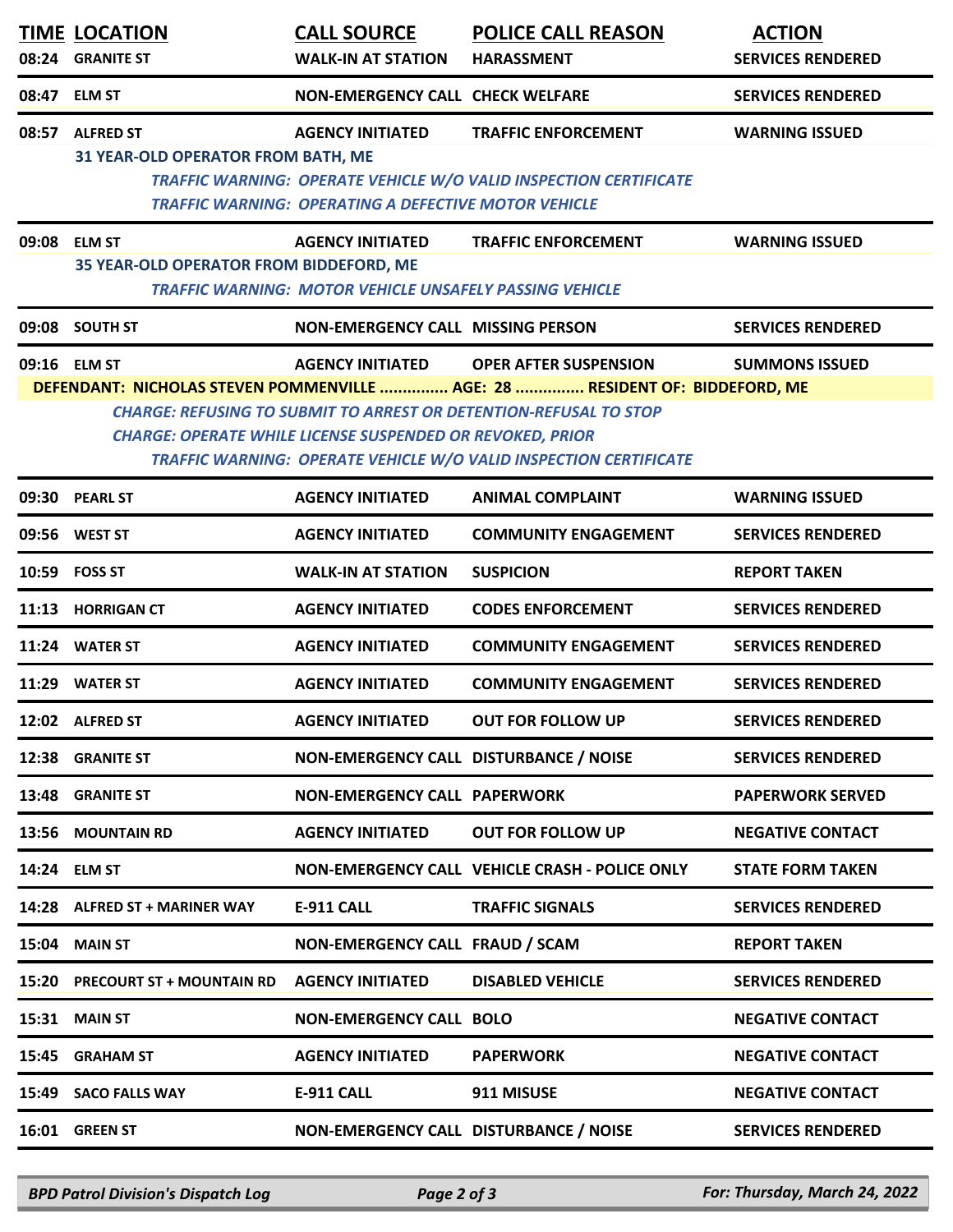| TIME | LOCATION | CALL SOURCE | POLICE CALL REASON | ACTION |
|---|---|---|---|---|
| 08:24 | GRANITE ST | WALK-IN AT STATION | HARASSMENT | SERVICES RENDERED |
| 08:47 | ELM ST | NON-EMERGENCY CALL | CHECK WELFARE | SERVICES RENDERED |
| 08:57 | ALFRED ST | AGENCY INITIATED | TRAFFIC ENFORCEMENT | WARNING ISSUED |
| | 31 YEAR-OLD OPERATOR FROM BATH, ME | | | |
| | | *TRAFFIC WARNING: OPERATE VEHICLE W/O VALID INSPECTION CERTIFICATE* | | |
| | | *TRAFFIC WARNING: OPERATING A DEFECTIVE MOTOR VEHICLE* | | |
| 09:08 | ELM ST | AGENCY INITIATED | TRAFFIC ENFORCEMENT | WARNING ISSUED |
| | 35 YEAR-OLD OPERATOR FROM BIDDEFORD, ME | | | |
| | | *TRAFFIC WARNING: MOTOR VEHICLE UNSAFELY PASSING VEHICLE* | | |
| 09:08 | SOUTH ST | NON-EMERGENCY CALL | MISSING PERSON | SERVICES RENDERED |
| 09:16 | ELM ST | AGENCY INITIATED | OPER AFTER SUSPENSION | SUMMONS ISSUED |
| | DEFENDANT: NICHOLAS STEVEN POMMENVILLE ............... AGE: 28 ............... RESIDENT OF: BIDDEFORD, ME | | | |
| | *CHARGE: REFUSING TO SUBMIT TO ARREST OR DETENTION-REFUSAL TO STOP* | | | |
| | *CHARGE: OPERATE WHILE LICENSE SUSPENDED OR REVOKED, PRIOR* | | | |
| | | *TRAFFIC WARNING: OPERATE VEHICLE W/O VALID INSPECTION CERTIFICATE* | | |
| 09:30 | PEARL ST | AGENCY INITIATED | ANIMAL COMPLAINT | WARNING ISSUED |
| 09:56 | WEST ST | AGENCY INITIATED | COMMUNITY ENGAGEMENT | SERVICES RENDERED |
| 10:59 | FOSS ST | WALK-IN AT STATION | SUSPICION | REPORT TAKEN |
| 11:13 | HORRIGAN CT | AGENCY INITIATED | CODES ENFORCEMENT | SERVICES RENDERED |
| 11:24 | WATER ST | AGENCY INITIATED | COMMUNITY ENGAGEMENT | SERVICES RENDERED |
| 11:29 | WATER ST | AGENCY INITIATED | COMMUNITY ENGAGEMENT | SERVICES RENDERED |
| 12:02 | ALFRED ST | AGENCY INITIATED | OUT FOR FOLLOW UP | SERVICES RENDERED |
| 12:38 | GRANITE ST | NON-EMERGENCY CALL | DISTURBANCE / NOISE | SERVICES RENDERED |
| 13:48 | GRANITE ST | NON-EMERGENCY CALL | PAPERWORK | PAPERWORK SERVED |
| 13:56 | MOUNTAIN RD | AGENCY INITIATED | OUT FOR FOLLOW UP | NEGATIVE CONTACT |
| 14:24 | ELM ST | NON-EMERGENCY CALL | VEHICLE CRASH - POLICE ONLY | STATE FORM TAKEN |
| 14:28 | ALFRED ST + MARINER WAY | E-911 CALL | TRAFFIC SIGNALS | SERVICES RENDERED |
| 15:04 | MAIN ST | NON-EMERGENCY CALL | FRAUD / SCAM | REPORT TAKEN |
| 15:20 | PRECOURT ST + MOUNTAIN RD | AGENCY INITIATED | DISABLED VEHICLE | SERVICES RENDERED |
| 15:31 | MAIN ST | NON-EMERGENCY CALL | BOLO | NEGATIVE CONTACT |
| 15:45 | GRAHAM ST | AGENCY INITIATED | PAPERWORK | NEGATIVE CONTACT |
| 15:49 | SACO FALLS WAY | E-911 CALL | 911 MISUSE | NEGATIVE CONTACT |
| 16:01 | GREEN ST | NON-EMERGENCY CALL | DISTURBANCE / NOISE | SERVICES RENDERED |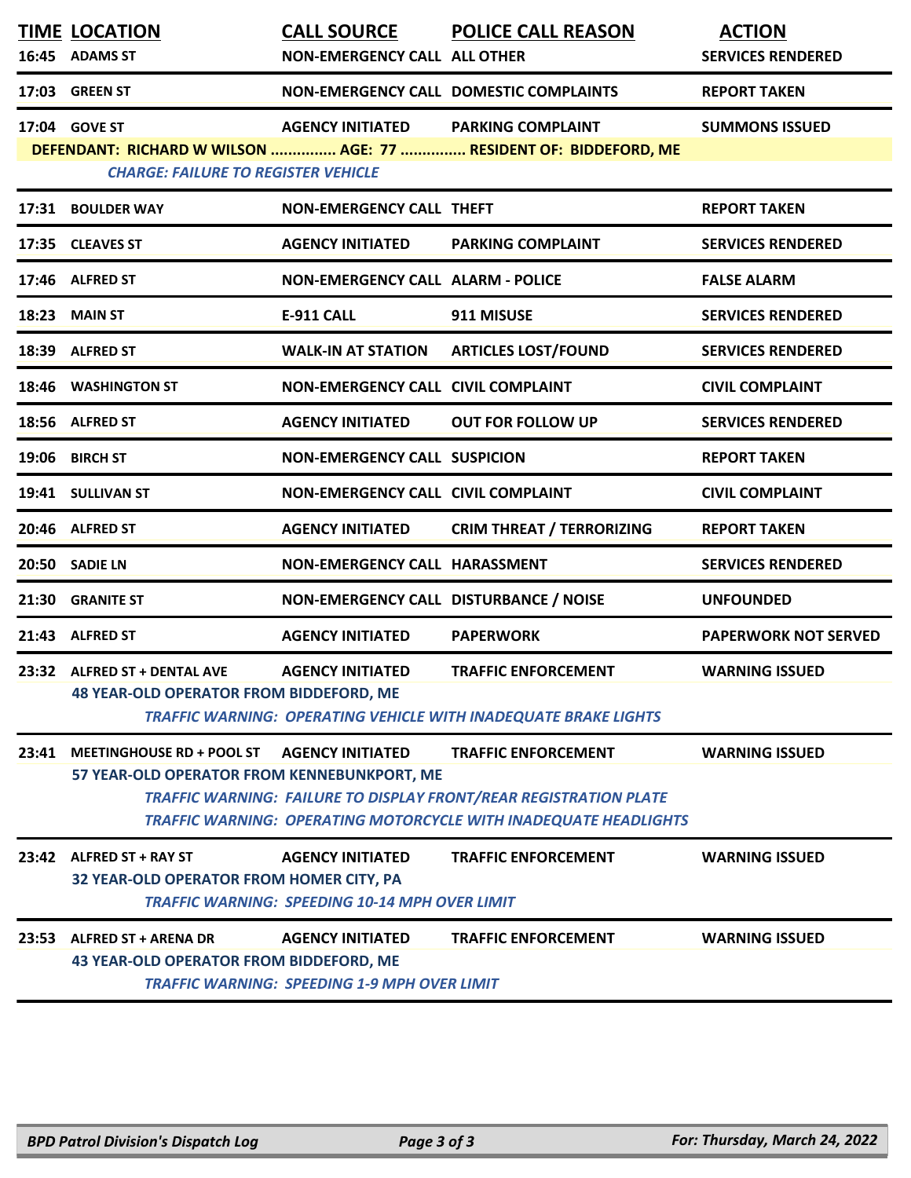| TIME | LOCATION | CALL SOURCE | POLICE CALL REASON | ACTION |
|---|---|---|---|---|
| 16:45 | ADAMS ST | NON-EMERGENCY CALL | ALL OTHER | SERVICES RENDERED |
| 17:03 | GREEN ST | NON-EMERGENCY CALL | DOMESTIC COMPLAINTS | REPORT TAKEN |
| 17:04 | GOVE ST | AGENCY INITIATED | PARKING COMPLAINT | SUMMONS ISSUED |
| | DEFENDANT: RICHARD W WILSON ............... AGE: 77 ............... RESIDENT OF: BIDDEFORD, ME | | | |
| | *CHARGE: FAILURE TO REGISTER VEHICLE* | | | |
| 17:31 | BOULDER WAY | NON-EMERGENCY CALL | THEFT | REPORT TAKEN |
| 17:35 | CLEAVES ST | AGENCY INITIATED | PARKING COMPLAINT | SERVICES RENDERED |
| 17:46 | ALFRED ST | NON-EMERGENCY CALL | ALARM - POLICE | FALSE ALARM |
| 18:23 | MAIN ST | E-911 CALL | 911 MISUSE | SERVICES RENDERED |
| 18:39 | ALFRED ST | WALK-IN AT STATION | ARTICLES LOST/FOUND | SERVICES RENDERED |
| 18:46 | WASHINGTON ST | NON-EMERGENCY CALL | CIVIL COMPLAINT | CIVIL COMPLAINT |
| 18:56 | ALFRED ST | AGENCY INITIATED | OUT FOR FOLLOW UP | SERVICES RENDERED |
| 19:06 | BIRCH ST | NON-EMERGENCY CALL | SUSPICION | REPORT TAKEN |
| 19:41 | SULLIVAN ST | NON-EMERGENCY CALL | CIVIL COMPLAINT | CIVIL COMPLAINT |
| 20:46 | ALFRED ST | AGENCY INITIATED | CRIM THREAT / TERRORIZING | REPORT TAKEN |
| 20:50 | SADIE LN | NON-EMERGENCY CALL | HARASSMENT | SERVICES RENDERED |
| 21:30 | GRANITE ST | NON-EMERGENCY CALL | DISTURBANCE / NOISE | UNFOUNDED |
| 21:43 | ALFRED ST | AGENCY INITIATED | PAPERWORK | PAPERWORK NOT SERVED |
| 23:32 | ALFRED ST + DENTAL AVE | AGENCY INITIATED | TRAFFIC ENFORCEMENT | WARNING ISSUED |
| | 48 YEAR-OLD OPERATOR FROM BIDDEFORD, ME | | | |
| | *TRAFFIC WARNING: OPERATING VEHICLE WITH INADEQUATE BRAKE LIGHTS* | | | |
| 23:41 | MEETINGHOUSE RD + POOL ST | AGENCY INITIATED | TRAFFIC ENFORCEMENT | WARNING ISSUED |
| | 57 YEAR-OLD OPERATOR FROM KENNEBUNKPORT, ME | | | |
| | *TRAFFIC WARNING: FAILURE TO DISPLAY FRONT/REAR REGISTRATION PLATE* | | | |
| | *TRAFFIC WARNING: OPERATING MOTORCYCLE WITH INADEQUATE HEADLIGHTS* | | | |
| 23:42 | ALFRED ST + RAY ST | AGENCY INITIATED | TRAFFIC ENFORCEMENT | WARNING ISSUED |
| | 32 YEAR-OLD OPERATOR FROM HOMER CITY, PA | | | |
| | *TRAFFIC WARNING: SPEEDING 10-14 MPH OVER LIMIT* | | | |
| 23:53 | ALFRED ST + ARENA DR | AGENCY INITIATED | TRAFFIC ENFORCEMENT | WARNING ISSUED |
| | 43 YEAR-OLD OPERATOR FROM BIDDEFORD, ME | | | |
| | *TRAFFIC WARNING: SPEEDING 1-9 MPH OVER LIMIT* | | | |